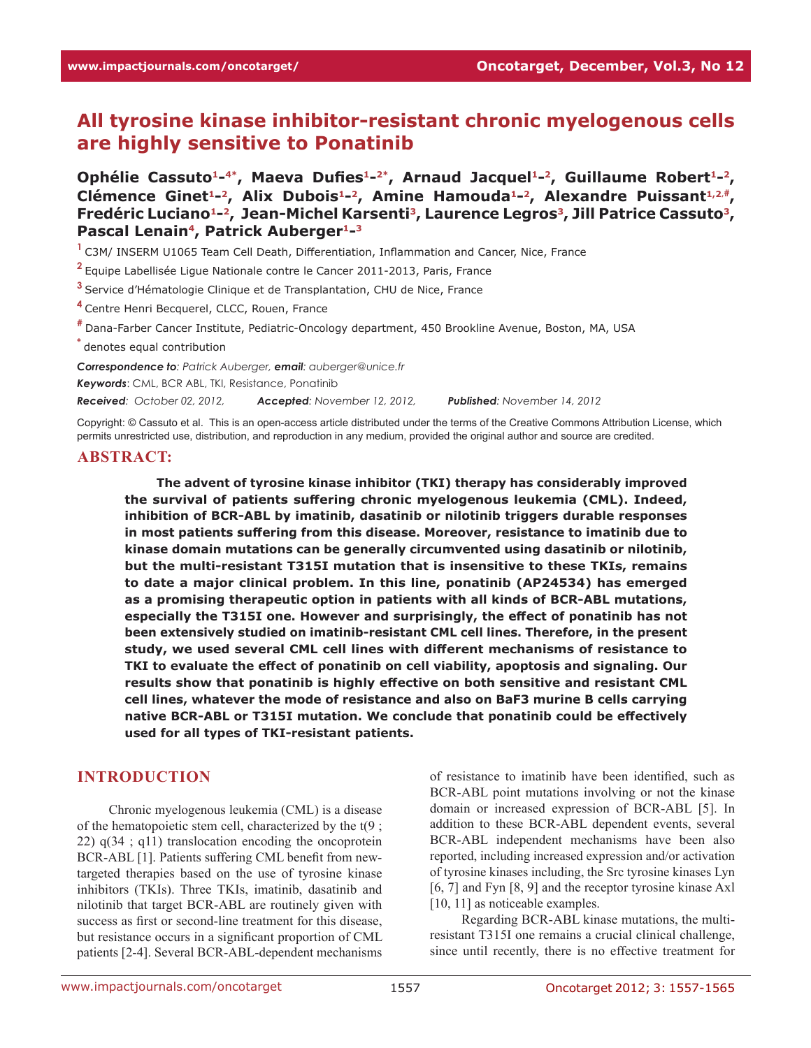# All tyrosine kinase inhibitor-resistant chronic myelogenous cells are highly sensitive to Ponatinib

**Ophélie Cassuto[1-4*], Maeva Dufies[1-2*], Arnaud Jacquel[1-2], Guillaume Robert[1-2], Clémence Ginet[1-2], Alix Dubois[1-2], Amine Hamouda[1-2], Alexandre Puissant[1,2,#], Fredéric Luciano[1-2], Jean-Michel Karsenti[3], Laurence Legros[3], Jill Patrice Cassuto[3], Pascal Lenain[4], Patrick Auberger[1-3]**

[1] C3M/ INSERM U1065 Team Cell Death, Differentiation, Inflammation and Cancer, Nice, France

[2] Equipe Labellisée Ligue Nationale contre le Cancer 2011-2013, Paris, France

[3] Service d'Hématologie Clinique et de Transplantation, CHU de Nice, France

[4] Centre Henri Becquerel, CLCC, Rouen, France

[#] Dana-Farber Cancer Institute, Pediatric-Oncology department, 450 Brookline Avenue, Boston, MA, USA

[*] denotes equal contribution

*Correspondence to: Patrick Auberger, email: auberger@unice.fr*

*Keywords*: CML, BCR ABL, TKI, Resistance, Ponatinib

*Received: October 02, 2012, Accepted: November 12, 2012, Published: November 14, 2012*

Copyright: © Cassuto et al. This is an open-access article distributed under the terms of the Creative Commons Attribution License, which permits unrestricted use, distribution, and reproduction in any medium, provided the original author and source are credited.

## ABSTRACT:

**The advent of tyrosine kinase inhibitor (TKI) therapy has considerably improved the survival of patients suffering chronic myelogenous leukemia (CML). Indeed, inhibition of BCR-ABL by imatinib, dasatinib or nilotinib triggers durable responses in most patients suffering from this disease. Moreover, resistance to imatinib due to kinase domain mutations can be generally circumvented using dasatinib or nilotinib, but the multi-resistant T315I mutation that is insensitive to these TKIs, remains to date a major clinical problem. In this line, ponatinib (AP24534) has emerged as a promising therapeutic option in patients with all kinds of BCR-ABL mutations, especially the T315I one. However and surprisingly, the effect of ponatinib has not been extensively studied on imatinib-resistant CML cell lines. Therefore, in the present study, we used several CML cell lines with different mechanisms of resistance to TKI to evaluate the effect of ponatinib on cell viability, apoptosis and signaling. Our results show that ponatinib is highly effective on both sensitive and resistant CML cell lines, whatever the mode of resistance and also on BaF3 murine B cells carrying native BCR-ABL or T315I mutation. We conclude that ponatinib could be effectively used for all types of TKI-resistant patients.**

## INTRODUCTION

Chronic myelogenous leukemia (CML) is a disease of the hematopoietic stem cell, characterized by the t(9 ; 22) q(34 ; q11) translocation encoding the oncoprotein BCR-ABL [1]. Patients suffering CML benefit from new-targeted therapies based on the use of tyrosine kinase inhibitors (TKIs). Three TKIs, imatinib, dasatinib and nilotinib that target BCR-ABL are routinely given with success as first or second-line treatment for this disease, but resistance occurs in a significant proportion of CML patients [2-4]. Several BCR-ABL-dependent mechanisms of resistance to imatinib have been identified, such as BCR-ABL point mutations involving or not the kinase domain or increased expression of BCR-ABL [5]. In addition to these BCR-ABL dependent events, several BCR-ABL independent mechanisms have been also reported, including increased expression and/or activation of tyrosine kinases including, the Src tyrosine kinases Lyn [6, 7] and Fyn [8, 9] and the receptor tyrosine kinase Axl [10, 11] as noticeable examples.

Regarding BCR-ABL kinase mutations, the multi-resistant T315I one remains a crucial clinical challenge, since until recently, there is no effective treatment for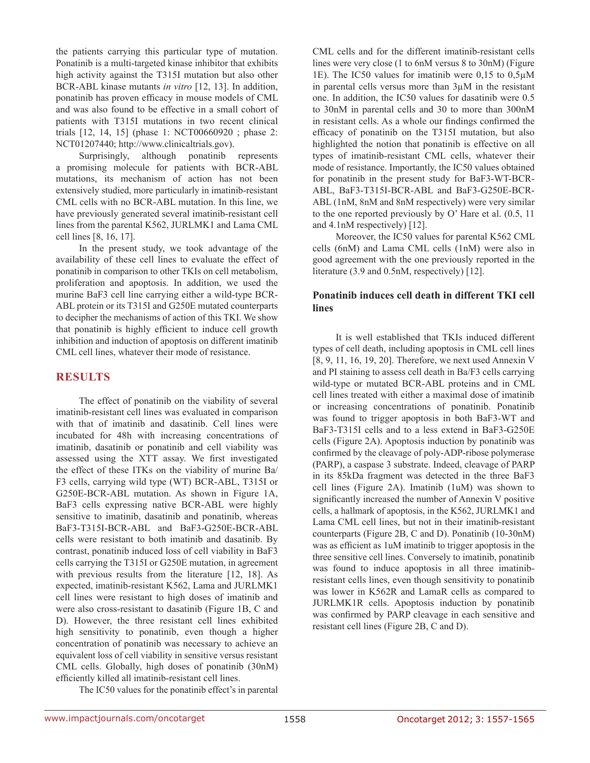the patients carrying this particular type of mutation. Ponatinib is a multi-targeted kinase inhibitor that exhibits high activity against the T315I mutation but also other BCR-ABL kinase mutants *in vitro* [12, 13]. In addition, ponatinib has proven efficacy in mouse models of CML and was also found to be effective in a small cohort of patients with T315I mutations in two recent clinical trials [12, 14, 15] (phase 1: NCT00660920 ; phase 2: NCT01207440; http://www.clinicaltrials.gov).

Surprisingly, although ponatinib represents a promising molecule for patients with BCR-ABL mutations, its mechanism of action has not been extensively studied, more particularly in imatinib-resistant CML cells with no BCR-ABL mutation. In this line, we have previously generated several imatinib-resistant cell lines from the parental K562, JURLMK1 and Lama CML cell lines [8, 16, 17].

In the present study, we took advantage of the availability of these cell lines to evaluate the effect of ponatinib in comparison to other TKIs on cell metabolism, proliferation and apoptosis. In addition, we used the murine BaF3 cell line carrying either a wild-type BCR-ABL protein or its T315I and G250E mutated counterparts to decipher the mechanisms of action of this TKI. We show that ponatinib is highly efficient to induce cell growth inhibition and induction of apoptosis on different imatinib CML cell lines, whatever their mode of resistance.

## RESULTS

The effect of ponatinib on the viability of several imatinib-resistant cell lines was evaluated in comparison with that of imatinib and dasatinib. Cell lines were incubated for 48h with increasing concentrations of imatinib, dasatinib or ponatinib and cell viability was assessed using the XTT assay. We first investigated the effect of these ITKs on the viability of murine Ba/F3 cells, carrying wild type (WT) BCR-ABL, T315I or G250E-BCR-ABL mutation. As shown in Figure 1A, BaF3 cells expressing native BCR-ABL were highly sensitive to imatinib, dasatinib and ponatinib, whereas BaF3-T315I-BCR-ABL and BaF3-G250E-BCR-ABL cells were resistant to both imatinib and dasatinib. By contrast, ponatinib induced loss of cell viability in BaF3 cells carrying the T315I or G250E mutation, in agreement with previous results from the literature [12, 18]. As expected, imatinib-resistant K562, Lama and JURLMK1 cell lines were resistant to high doses of imatinib and were also cross-resistant to dasatinib (Figure 1B, C and D). However, the three resistant cell lines exhibited high sensitivity to ponatinib, even though a higher concentration of ponatinib was necessary to achieve an equivalent loss of cell viability in sensitive versus resistant CML cells. Globally, high doses of ponatinib (30nM) efficiently killed all imatinib-resistant cell lines.

The IC50 values for the ponatinib effect's in parental CML cells and for the different imatinib-resistant cells lines were very close (1 to 6nM versus 8 to 30nM) (Figure 1E). The IC50 values for imatinib were 0,15 to 0,5µM in parental cells versus more than 3µM in the resistant one. In addition, the IC50 values for dasatinib were 0.5 to 30nM in parental cells and 30 to more than 300nM in resistant cells. As a whole our findings confirmed the efficacy of ponatinib on the T315I mutation, but also highlighted the notion that ponatinib is effective on all types of imatinib-resistant CML cells, whatever their mode of resistance. Importantly, the IC50 values obtained for ponatinib in the present study for BaF3-WT-BCR-ABL, BaF3-T315I-BCR-ABL and BaF3-G250E-BCR-ABL (1nM, 8nM and 8nM respectively) were very similar to the one reported previously by O' Hare et al. (0.5, 11 and 4.1nM respectively) [12].

Moreover, the IC50 values for parental K562 CML cells (6nM) and Lama CML cells (1nM) were also in good agreement with the one previously reported in the literature (3.9 and 0.5nM, respectively) [12].

### Ponatinib induces cell death in different TKI cell lines

It is well established that TKIs induced different types of cell death, including apoptosis in CML cell lines [8, 9, 11, 16, 19, 20]. Therefore, we next used Annexin V and PI staining to assess cell death in Ba/F3 cells carrying wild-type or mutated BCR-ABL proteins and in CML cell lines treated with either a maximal dose of imatinib or increasing concentrations of ponatinib. Ponatinib was found to trigger apoptosis in both BaF3-WT and BaF3-T315I cells and to a less extend in BaF3-G250E cells (Figure 2A). Apoptosis induction by ponatinib was confirmed by the cleavage of poly-ADP-ribose polymerase (PARP), a caspase 3 substrate. Indeed, cleavage of PARP in its 85kDa fragment was detected in the three BaF3 cell lines (Figure 2A). Imatinib (1uM) was shown to significantly increased the number of Annexin V positive cells, a hallmark of apoptosis, in the K562, JURLMK1 and Lama CML cell lines, but not in their imatinib-resistant counterparts (Figure 2B, C and D). Ponatinib (10-30nM) was as efficient as 1uM imatinib to trigger apoptosis in the three sensitive cell lines. Conversely to imatinib, ponatinib was found to induce apoptosis in all three imatinib-resistant cells lines, even though sensitivity to ponatinib was lower in K562R and LamaR cells as compared to JURLMK1R cells. Apoptosis induction by ponatinib was confirmed by PARP cleavage in each sensitive and resistant cell lines (Figure 2B, C and D).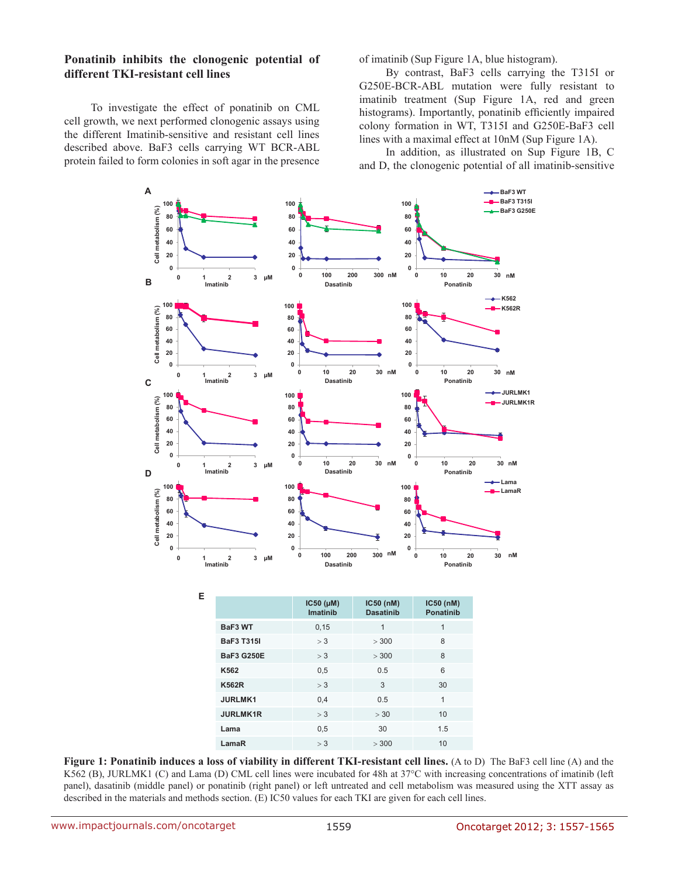## Ponatinib inhibits the clonogenic potential of different TKI-resistant cell lines

To investigate the effect of ponatinib on CML cell growth, we next performed clonogenic assays using the different Imatinib-sensitive and resistant cell lines described above. BaF3 cells carrying WT BCR-ABL protein failed to form colonies in soft agar in the presence of imatinib (Sup Figure 1A, blue histogram).

By contrast, BaF3 cells carrying the T315I or G250E-BCR-ABL mutation were fully resistant to imatinib treatment (Sup Figure 1A, red and green histograms). Importantly, ponatinib efficiently impaired colony formation in WT, T315I and G250E-BaF3 cell lines with a maximal effect at 10nM (Sup Figure 1A).

In addition, as illustrated on Sup Figure 1B, C and D, the clonogenic potential of all imatinib-sensitive

|  | IC50 (µM) Imatinib | IC50 (nM) Dasatinib | IC50 (nM) Ponatinib |
|---|---|---|---|
| **BaF3 WT** | 0,15 | 1 | 1 |
| **BaF3 T315I** | > 3 | > 300 | 8 |
| **BaF3 G250E** | > 3 | > 300 | 8 |
| **K562** | 0,5 | 0.5 | 6 |
| **K562R** | > 3 | 3 | 30 |
| **JURLMK1** | 0,4 | 0.5 | 1 |
| **JURLMK1R** | > 3 | > 30 | 10 |
| **Lama** | 0,5 | 30 | 1.5 |
| **LamaR** | > 3 | > 300 | 10 |

**Figure 1: Ponatinib induces a loss of viability in different TKI-resistant cell lines.** (A to D) The BaF3 cell line (A) and the K562 (B), JURLMK1 (C) and Lama (D) CML cell lines were incubated for 48h at 37°C with increasing concentrations of imatinib (left panel), dasatinib (middle panel) or ponatinib (right panel) or left untreated and cell metabolism was measured using the XTT assay as described in the materials and methods section. (E) IC50 values for each TKI are given for each cell lines.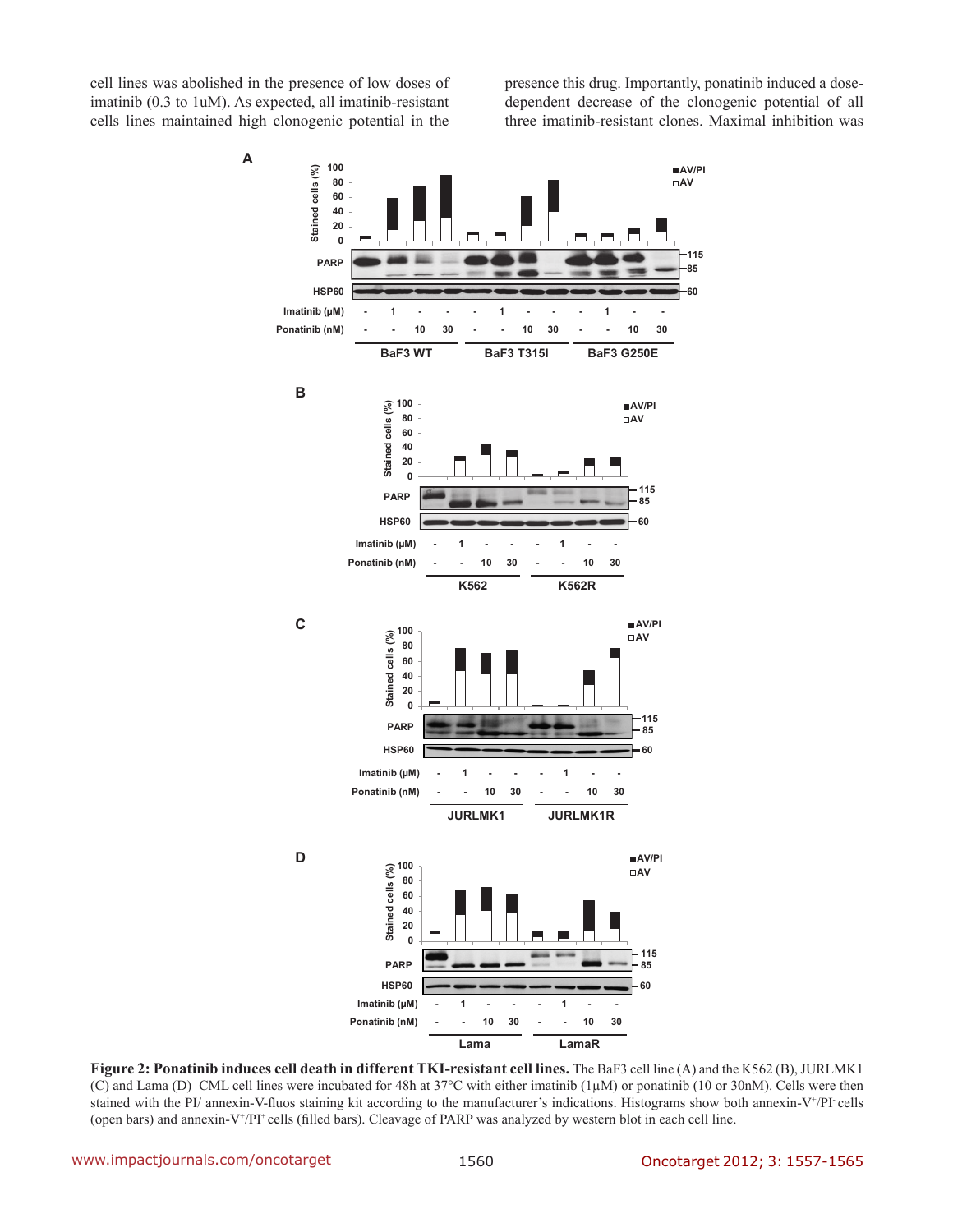cell lines was abolished in the presence of low doses of imatinib (0.3 to 1uM). As expected, all imatinib-resistant cells lines maintained high clonogenic potential in the presence this drug. Importantly, ponatinib induced a dose-dependent decrease of the clonogenic potential of all three imatinib-resistant clones. Maximal inhibition was

**Figure 2: Ponatinib induces cell death in different TKI-resistant cell lines.** The BaF3 cell line (A) and the K562 (B), JURLMK1 (C) and Lama (D) CML cell lines were incubated for 48h at 37°C with either imatinib (1µM) or ponatinib (10 or 30nM). Cells were then stained with the PI/ annexin-V-fluos staining kit according to the manufacturer's indications. Histograms show both annexin-$V^+$/$PI^-$ cells (open bars) and annexin-$V^+$/$PI^+$ cells (filled bars). Cleavage of PARP was analyzed by western blot in each cell line.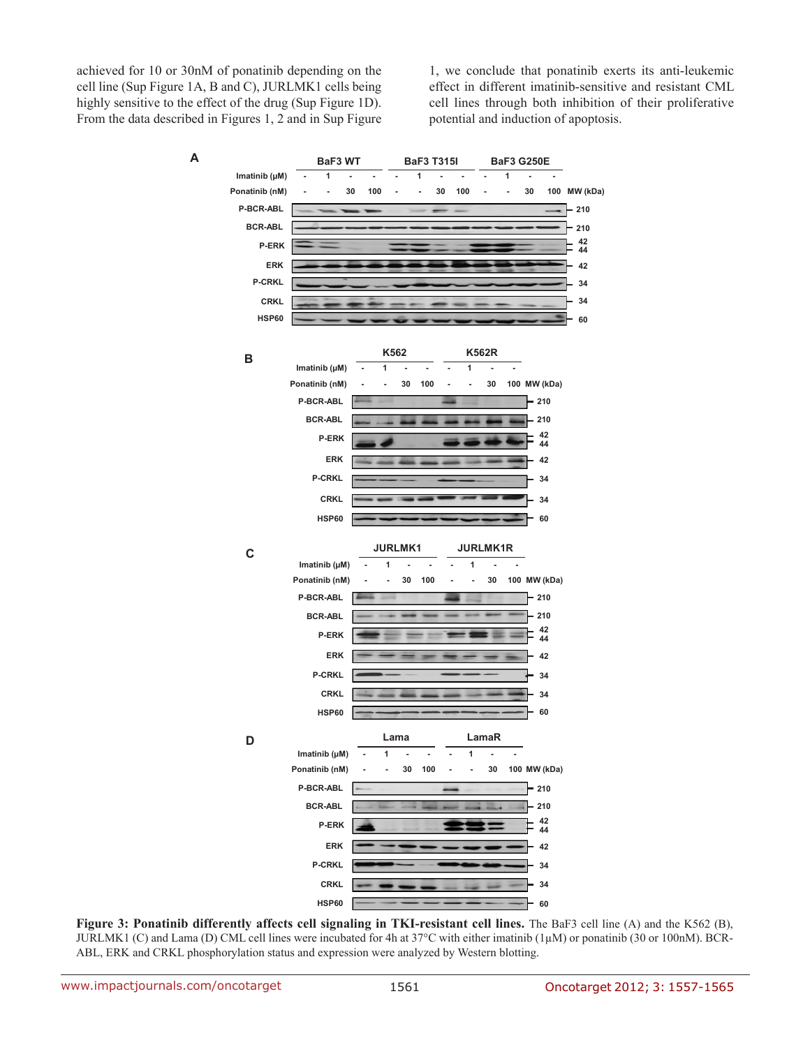achieved for 10 or 30nM of ponatinib depending on the cell line (Sup Figure 1A, B and C), JURLMK1 cells being highly sensitive to the effect of the drug (Sup Figure 1D). From the data described in Figures 1, 2 and in Sup Figure 1, we conclude that ponatinib exerts its anti-leukemic effect in different imatinib-sensitive and resistant CML cell lines through both inhibition of their proliferative potential and induction of apoptosis.

**Figure 3: Ponatinib differently affects cell signaling in TKI-resistant cell lines.** The BaF3 cell line (A) and the K562 (B), JURLMK1 (C) and Lama (D) CML cell lines were incubated for 4h at 37°C with either imatinib (1µM) or ponatinib (30 or 100nM). BCR-ABL, ERK and CRKL phosphorylation status and expression were analyzed by Western blotting.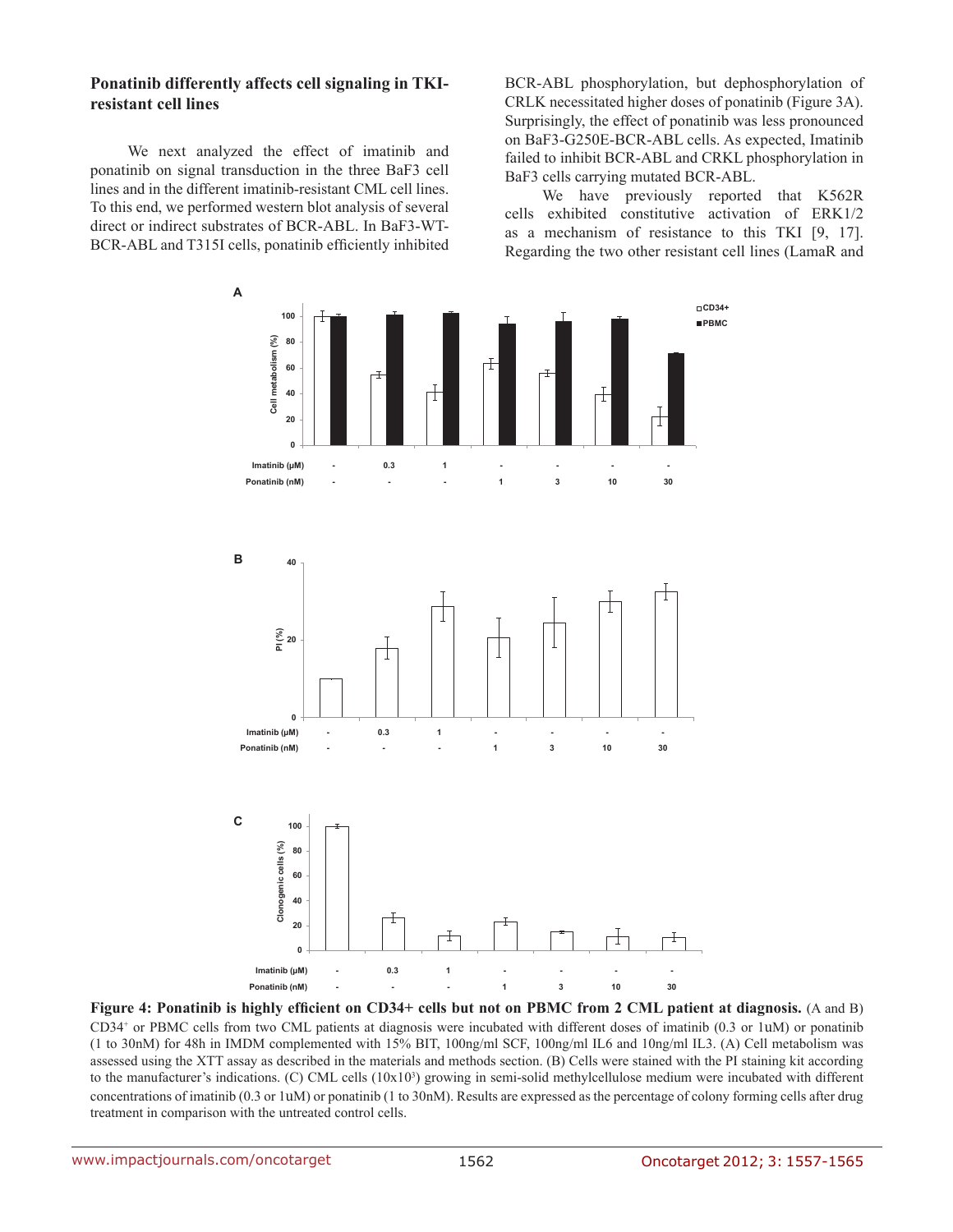### Ponatinib differently affects cell signaling in TKI-resistant cell lines

We next analyzed the effect of imatinib and ponatinib on signal transduction in the three BaF3 cell lines and in the different imatinib-resistant CML cell lines. To this end, we performed western blot analysis of several direct or indirect substrates of BCR-ABL. In BaF3-WT-BCR-ABL and T315I cells, ponatinib efficiently inhibited BCR-ABL phosphorylation, but dephosphorylation of CRLK necessitated higher doses of ponatinib (Figure 3A). Surprisingly, the effect of ponatinib was less pronounced on BaF3-G250E-BCR-ABL cells. As expected, Imatinib failed to inhibit BCR-ABL and CRKL phosphorylation in BaF3 cells carrying mutated BCR-ABL.

We have previously reported that K562R cells exhibited constitutive activation of ERK1/2 as a mechanism of resistance to this TKI [9, 17]. Regarding the two other resistant cell lines (LamaR and

**Figure 4: Ponatinib is highly efficient on CD34+ cells but not on PBMC from 2 CML patient at diagnosis.** (A and B) CD34[+] or PBMC cells from two CML patients at diagnosis were incubated with different doses of imatinib (0.3 or 1uM) or ponatinib (1 to 30nM) for 48h in IMDM complemented with 15% BIT, 100ng/ml SCF, 100ng/ml IL6 and 10ng/ml IL3. (A) Cell metabolism was assessed using the XTT assay as described in the materials and methods section. (B) Cells were stained with the PI staining kit according to the manufacturer's indications. (C) CML cells ($10x10^3$) growing in semi-solid methylcellulose medium were incubated with different concentrations of imatinib (0.3 or 1uM) or ponatinib (1 to 30nM). Results are expressed as the percentage of colony forming cells after drug treatment in comparison with the untreated control cells.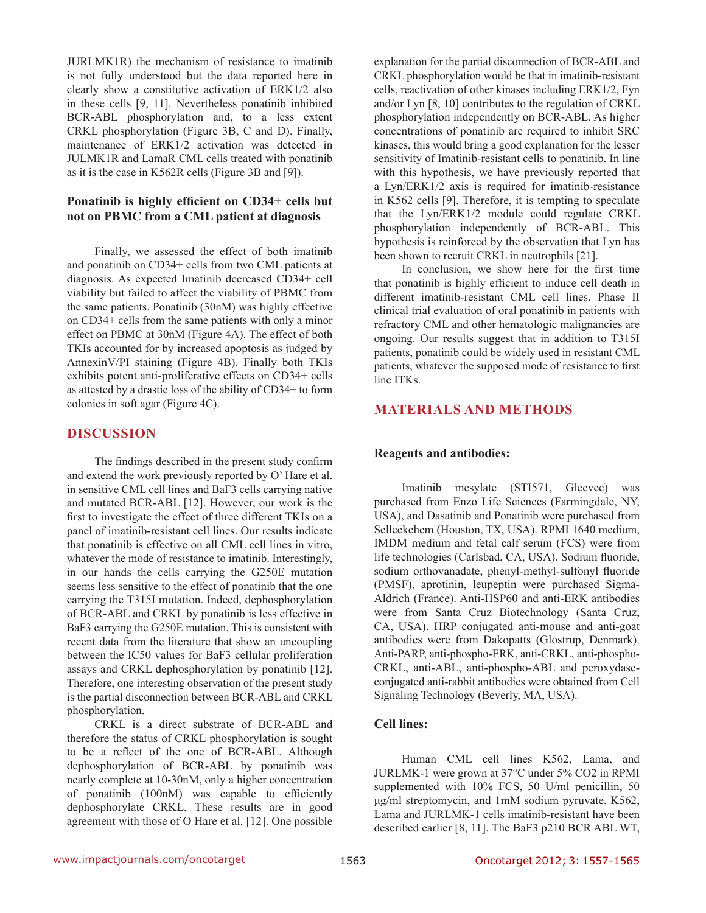JURLMK1R) the mechanism of resistance to imatinib is not fully understood but the data reported here in clearly show a constitutive activation of ERK1/2 also in these cells [9, 11]. Nevertheless ponatinib inhibited BCR-ABL phosphorylation and, to a less extent CRKL phosphorylation (Figure 3B, C and D). Finally, maintenance of ERK1/2 activation was detected in JULMK1R and LamaR CML cells treated with ponatinib as it is the case in K562R cells (Figure 3B and [9]).

### Ponatinib is highly efficient on CD34+ cells but not on PBMC from a CML patient at diagnosis

Finally, we assessed the effect of both imatinib and ponatinib on CD34+ cells from two CML patients at diagnosis. As expected Imatinib decreased CD34+ cell viability but failed to affect the viability of PBMC from the same patients. Ponatinib (30nM) was highly effective on CD34+ cells from the same patients with only a minor effect on PBMC at 30nM (Figure 4A). The effect of both TKIs accounted for by increased apoptosis as judged by AnnexinV/PI staining (Figure 4B). Finally both TKIs exhibits potent anti-proliferative effects on CD34+ cells as attested by a drastic loss of the ability of CD34+ to form colonies in soft agar (Figure 4C).

## DISCUSSION

The findings described in the present study confirm and extend the work previously reported by O' Hare et al. in sensitive CML cell lines and BaF3 cells carrying native and mutated BCR-ABL [12]. However, our work is the first to investigate the effect of three different TKIs on a panel of imatinib-resistant cell lines. Our results indicate that ponatinib is effective on all CML cell lines in vitro, whatever the mode of resistance to imatinib. Interestingly, in our hands the cells carrying the G250E mutation seems less sensitive to the effect of ponatinib that the one carrying the T315I mutation. Indeed, dephosphorylation of BCR-ABL and CRKL by ponatinib is less effective in BaF3 carrying the G250E mutation. This is consistent with recent data from the literature that show an uncoupling between the IC50 values for BaF3 cellular proliferation assays and CRKL dephosphorylation by ponatinib [12]. Therefore, one interesting observation of the present study is the partial disconnection between BCR-ABL and CRKL phosphorylation.

CRKL is a direct substrate of BCR-ABL and therefore the status of CRKL phosphorylation is sought to be a reflect of the one of BCR-ABL. Although dephosphorylation of BCR-ABL by ponatinib was nearly complete at 10-30nM, only a higher concentration of ponatinib (100nM) was capable to efficiently dephosphorylate CRKL. These results are in good agreement with those of O Hare et al. [12]. One possible explanation for the partial disconnection of BCR-ABL and CRKL phosphorylation would be that in imatinib-resistant cells, reactivation of other kinases including ERK1/2, Fyn and/or Lyn [8, 10] contributes to the regulation of CRKL phosphorylation independently on BCR-ABL. As higher concentrations of ponatinib are required to inhibit SRC kinases, this would bring a good explanation for the lesser sensitivity of Imatinib-resistant cells to ponatinib. In line with this hypothesis, we have previously reported that a Lyn/ERK1/2 axis is required for imatinib-resistance in K562 cells [9]. Therefore, it is tempting to speculate that the Lyn/ERK1/2 module could regulate CRKL phosphorylation independently of BCR-ABL. This hypothesis is reinforced by the observation that Lyn has been shown to recruit CRKL in neutrophils [21].

In conclusion, we show here for the first time that ponatinib is highly efficient to induce cell death in different imatinib-resistant CML cell lines. Phase II clinical trial evaluation of oral ponatinib in patients with refractory CML and other hematologic malignancies are ongoing. Our results suggest that in addition to T315I patients, ponatinib could be widely used in resistant CML patients, whatever the supposed mode of resistance to first line ITKs.

## MATERIALS AND METHODS

### Reagents and antibodies:

Imatinib mesylate (STI571, Gleevec) was purchased from Enzo Life Sciences (Farmingdale, NY, USA), and Dasatinib and Ponatinib were purchased from Selleckchem (Houston, TX, USA). RPMI 1640 medium, IMDM medium and fetal calf serum (FCS) were from life technologies (Carlsbad, CA, USA). Sodium fluoride, sodium orthovanadate, phenyl-methyl-sulfonyl fluoride (PMSF), aprotinin, leupeptin were purchased Sigma-Aldrich (France). Anti-HSP60 and anti-ERK antibodies were from Santa Cruz Biotechnology (Santa Cruz, CA, USA). HRP conjugated anti-mouse and anti-goat antibodies were from Dakopatts (Glostrup, Denmark). Anti-PARP, anti-phospho-ERK, anti-CRKL, anti-phospho-CRKL, anti-ABL, anti-phospho-ABL and peroxydase-conjugated anti-rabbit antibodies were obtained from Cell Signaling Technology (Beverly, MA, USA).

### Cell lines:

Human CML cell lines K562, Lama, and JURLMK-1 were grown at 37°C under 5% $CO_2$ in RPMI supplemented with 10% FCS, 50 U/ml penicillin, 50 μg/ml streptomycin, and 1mM sodium pyruvate. K562, Lama and JURLMK-1 cells imatinib-resistant have been described earlier [8, 11]. The BaF3 p210 BCR ABL WT,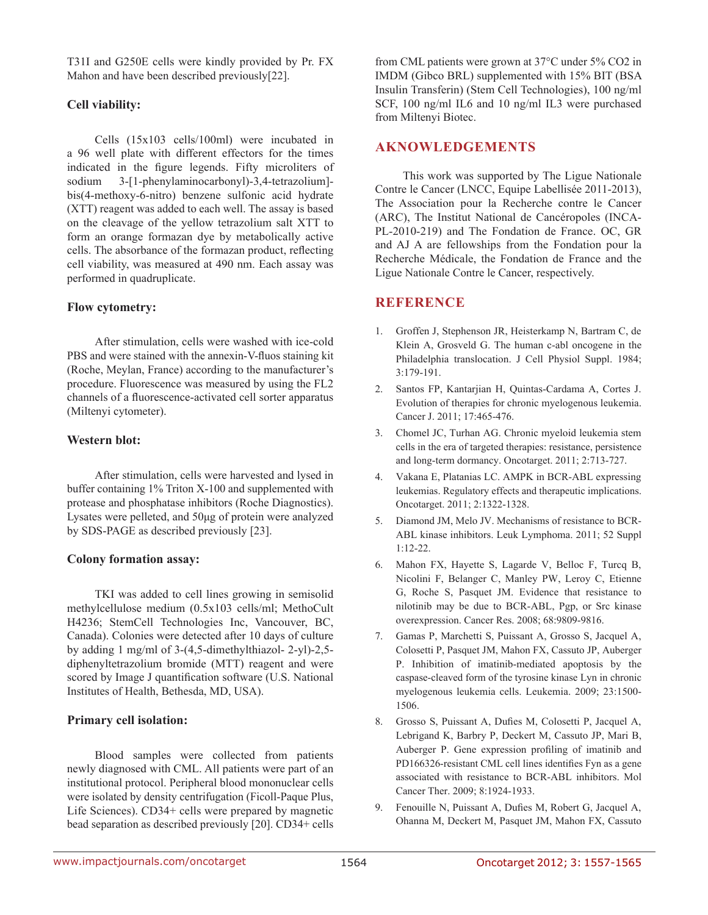T31I and G250E cells were kindly provided by Pr. FX Mahon and have been described previously[22].

### Cell viability:

Cells (15x103 cells/100ml) were incubated in a 96 well plate with different effectors for the times indicated in the figure legends. Fifty microliters of sodium 3-[1-phenylaminocarbonyl)-3,4-tetrazolium]-bis(4-methoxy-6-nitro) benzene sulfonic acid hydrate (XTT) reagent was added to each well. The assay is based on the cleavage of the yellow tetrazolium salt XTT to form an orange formazan dye by metabolically active cells. The absorbance of the formazan product, reflecting cell viability, was measured at 490 nm. Each assay was performed in quadruplicate.

### Flow cytometry:

After stimulation, cells were washed with ice-cold PBS and were stained with the annexin-V-fluos staining kit (Roche, Meylan, France) according to the manufacturer's procedure. Fluorescence was measured by using the FL2 channels of a fluorescence-activated cell sorter apparatus (Miltenyi cytometer).

### Western blot:

After stimulation, cells were harvested and lysed in buffer containing 1% Triton X-100 and supplemented with protease and phosphatase inhibitors (Roche Diagnostics). Lysates were pelleted, and 50µg of protein were analyzed by SDS-PAGE as described previously [23].

### Colony formation assay:

TKI was added to cell lines growing in semisolid methylcellulose medium (0.5x103 cells/ml; MethoCult H4236; StemCell Technologies Inc, Vancouver, BC, Canada). Colonies were detected after 10 days of culture by adding 1 mg/ml of 3-(4,5-dimethylthiazol- 2-yl)-2,5-diphenyltetrazolium bromide (MTT) reagent and were scored by Image J quantification software (U.S. National Institutes of Health, Bethesda, MD, USA).

### Primary cell isolation:

Blood samples were collected from patients newly diagnosed with CML. All patients were part of an institutional protocol. Peripheral blood mononuclear cells were isolated by density centrifugation (Ficoll-Paque Plus, Life Sciences). CD34+ cells were prepared by magnetic bead separation as described previously [20]. CD34+ cells from CML patients were grown at 37°C under 5% $CO_2$ in IMDM (Gibco BRL) supplemented with 15% BIT (BSA Insulin Transferin) (Stem Cell Technologies), 100 ng/ml SCF, 100 ng/ml IL6 and 10 ng/ml IL3 were purchased from Miltenyi Biotec.

## AKNOWLEDGEMENTS

This work was supported by The Ligue Nationale Contre le Cancer (LNCC, Equipe Labellisée 2011-2013), The Association pour la Recherche contre le Cancer (ARC), The Institut National de Cancéropoles (INCA-PL-2010-219) and The Fondation de France. OC, GR and AJ A are fellowships from the Fondation pour la Recherche Médicale, the Fondation de France and the Ligue Nationale Contre le Cancer, respectively.

## REFERENCE

1. Groffen J, Stephenson JR, Heisterkamp N, Bartram C, de Klein A, Grosveld G. The human c-abl oncogene in the Philadelphia translocation. J Cell Physiol Suppl. 1984; 3:179-191.
2. Santos FP, Kantarjian H, Quintas-Cardama A, Cortes J. Evolution of therapies for chronic myelogenous leukemia. Cancer J. 2011; 17:465-476.
3. Chomel JC, Turhan AG. Chronic myeloid leukemia stem cells in the era of targeted therapies: resistance, persistence and long-term dormancy. Oncotarget. 2011; 2:713-727.
4. Vakana E, Platanias LC. AMPK in BCR-ABL expressing leukemias. Regulatory effects and therapeutic implications. Oncotarget. 2011; 2:1322-1328.
5. Diamond JM, Melo JV. Mechanisms of resistance to BCR-ABL kinase inhibitors. Leuk Lymphoma. 2011; 52 Suppl 1:12-22.
6. Mahon FX, Hayette S, Lagarde V, Belloc F, Turcq B, Nicolini F, Belanger C, Manley PW, Leroy C, Etienne G, Roche S, Pasquet JM. Evidence that resistance to nilotinib may be due to BCR-ABL, Pgp, or Src kinase overexpression. Cancer Res. 2008; 68:9809-9816.
7. Gamas P, Marchetti S, Puissant A, Grosso S, Jacquel A, Colosetti P, Pasquet JM, Mahon FX, Cassuto JP, Auberger P. Inhibition of imatinib-mediated apoptosis by the caspase-cleaved form of the tyrosine kinase Lyn in chronic myelogenous leukemia cells. Leukemia. 2009; 23:1500-1506.
8. Grosso S, Puissant A, Dufies M, Colosetti P, Jacquel A, Lebrigand K, Barbry P, Deckert M, Cassuto JP, Mari B, Auberger P. Gene expression profiling of imatinib and PD166326-resistant CML cell lines identifies Fyn as a gene associated with resistance to BCR-ABL inhibitors. Mol Cancer Ther. 2009; 8:1924-1933.
9. Fenouille N, Puissant A, Dufies M, Robert G, Jacquel A, Ohanna M, Deckert M, Pasquet JM, Mahon FX, Cassuto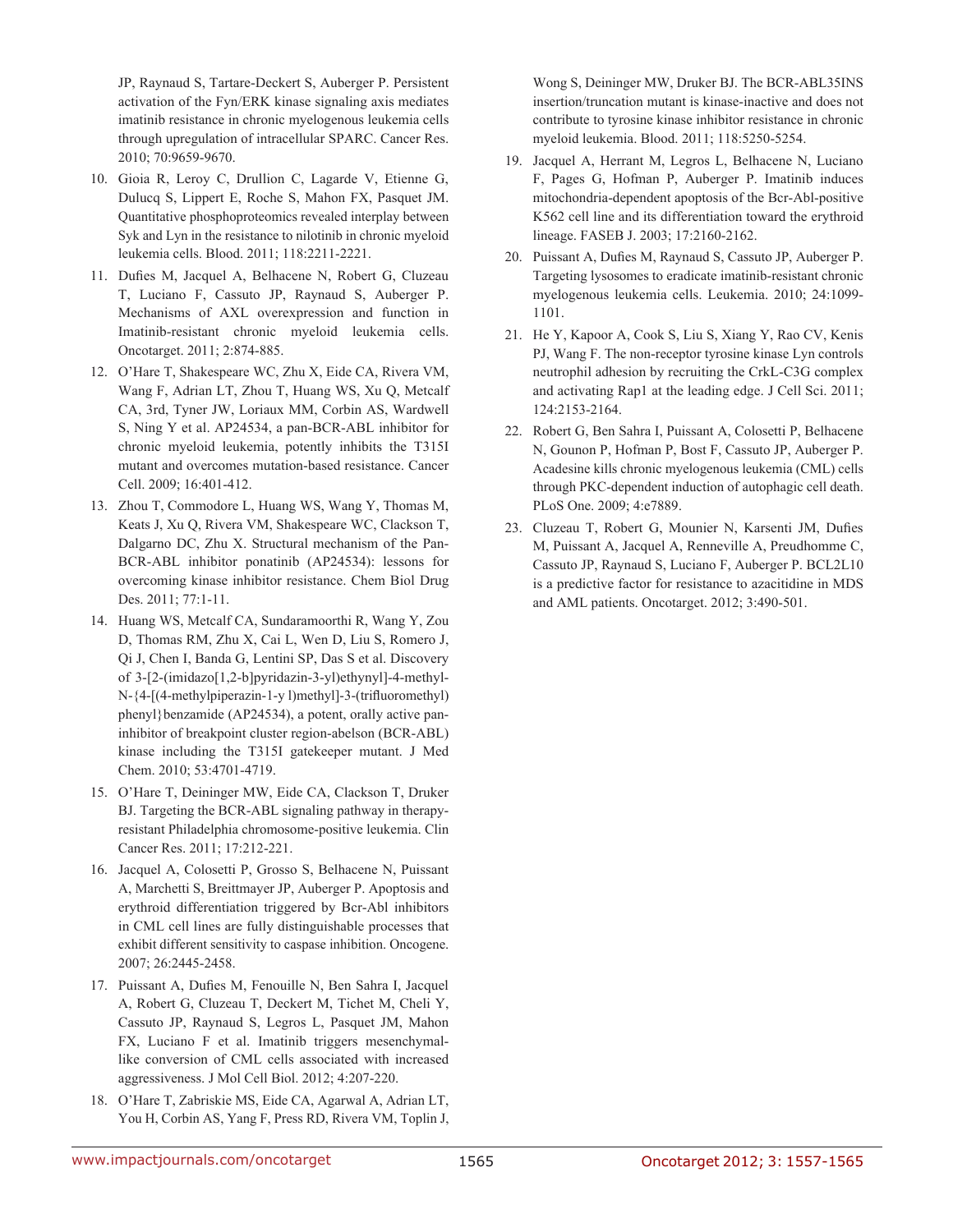JP, Raynaud S, Tartare-Deckert S, Auberger P. Persistent activation of the Fyn/ERK kinase signaling axis mediates imatinib resistance in chronic myelogenous leukemia cells through upregulation of intracellular SPARC. Cancer Res. 2010; 70:9659-9670.

10. Gioia R, Leroy C, Drullion C, Lagarde V, Etienne G, Dulucq S, Lippert E, Roche S, Mahon FX, Pasquet JM. Quantitative phosphoproteomics revealed interplay between Syk and Lyn in the resistance to nilotinib in chronic myeloid leukemia cells. Blood. 2011; 118:2211-2221.

11. Dufies M, Jacquel A, Belhacene N, Robert G, Cluzeau T, Luciano F, Cassuto JP, Raynaud S, Auberger P. Mechanisms of AXL overexpression and function in Imatinib-resistant chronic myeloid leukemia cells. Oncotarget. 2011; 2:874-885.

12. O'Hare T, Shakespeare WC, Zhu X, Eide CA, Rivera VM, Wang F, Adrian LT, Zhou T, Huang WS, Xu Q, Metcalf CA, 3rd, Tyner JW, Loriaux MM, Corbin AS, Wardwell S, Ning Y et al. AP24534, a pan-BCR-ABL inhibitor for chronic myeloid leukemia, potently inhibits the T315I mutant and overcomes mutation-based resistance. Cancer Cell. 2009; 16:401-412.

13. Zhou T, Commodore L, Huang WS, Wang Y, Thomas M, Keats J, Xu Q, Rivera VM, Shakespeare WC, Clackson T, Dalgarno DC, Zhu X. Structural mechanism of the Pan-BCR-ABL inhibitor ponatinib (AP24534): lessons for overcoming kinase inhibitor resistance. Chem Biol Drug Des. 2011; 77:1-11.

14. Huang WS, Metcalf CA, Sundaramoorthi R, Wang Y, Zou D, Thomas RM, Zhu X, Cai L, Wen D, Liu S, Romero J, Qi J, Chen I, Banda G, Lentini SP, Das S et al. Discovery of 3-[2-(imidazo[1,2-b]pyridazin-3-yl)ethynyl]-4-methyl-N-{4-[(4-methylpiperazin-1-y l)methyl]-3-(trifluoromethyl) phenyl}benzamide (AP24534), a potent, orally active pan-inhibitor of breakpoint cluster region-abelson (BCR-ABL) kinase including the T315I gatekeeper mutant. J Med Chem. 2010; 53:4701-4719.

15. O'Hare T, Deininger MW, Eide CA, Clackson T, Druker BJ. Targeting the BCR-ABL signaling pathway in therapy-resistant Philadelphia chromosome-positive leukemia. Clin Cancer Res. 2011; 17:212-221.

16. Jacquel A, Colosetti P, Grosso S, Belhacene N, Puissant A, Marchetti S, Breittmayer JP, Auberger P. Apoptosis and erythroid differentiation triggered by Bcr-Abl inhibitors in CML cell lines are fully distinguishable processes that exhibit different sensitivity to caspase inhibition. Oncogene. 2007; 26:2445-2458.

17. Puissant A, Dufies M, Fenouille N, Ben Sahra I, Jacquel A, Robert G, Cluzeau T, Deckert M, Tichet M, Cheli Y, Cassuto JP, Raynaud S, Legros L, Pasquet JM, Mahon FX, Luciano F et al. Imatinib triggers mesenchymal-like conversion of CML cells associated with increased aggressiveness. J Mol Cell Biol. 2012; 4:207-220.

18. O'Hare T, Zabriskie MS, Eide CA, Agarwal A, Adrian LT, You H, Corbin AS, Yang F, Press RD, Rivera VM, Toplin J, Wong S, Deininger MW, Druker BJ. The BCR-ABL35INS insertion/truncation mutant is kinase-inactive and does not contribute to tyrosine kinase inhibitor resistance in chronic myeloid leukemia. Blood. 2011; 118:5250-5254.

19. Jacquel A, Herrant M, Legros L, Belhacene N, Luciano F, Pages G, Hofman P, Auberger P. Imatinib induces mitochondria-dependent apoptosis of the Bcr-Abl-positive K562 cell line and its differentiation toward the erythroid lineage. FASEB J. 2003; 17:2160-2162.

20. Puissant A, Dufies M, Raynaud S, Cassuto JP, Auberger P. Targeting lysosomes to eradicate imatinib-resistant chronic myelogenous leukemia cells. Leukemia. 2010; 24:1099-1101.

21. He Y, Kapoor A, Cook S, Liu S, Xiang Y, Rao CV, Kenis PJ, Wang F. The non-receptor tyrosine kinase Lyn controls neutrophil adhesion by recruiting the CrkL-C3G complex and activating Rap1 at the leading edge. J Cell Sci. 2011; 124:2153-2164.

22. Robert G, Ben Sahra I, Puissant A, Colosetti P, Belhacene N, Gounon P, Hofman P, Bost F, Cassuto JP, Auberger P. Acadesine kills chronic myelogenous leukemia (CML) cells through PKC-dependent induction of autophagic cell death. PLoS One. 2009; 4:e7889.

23. Cluzeau T, Robert G, Mounier N, Karsenti JM, Dufies M, Puissant A, Jacquel A, Renneville A, Preudhomme C, Cassuto JP, Raynaud S, Luciano F, Auberger P. BCL2L10 is a predictive factor for resistance to azacitidine in MDS and AML patients. Oncotarget. 2012; 3:490-501.